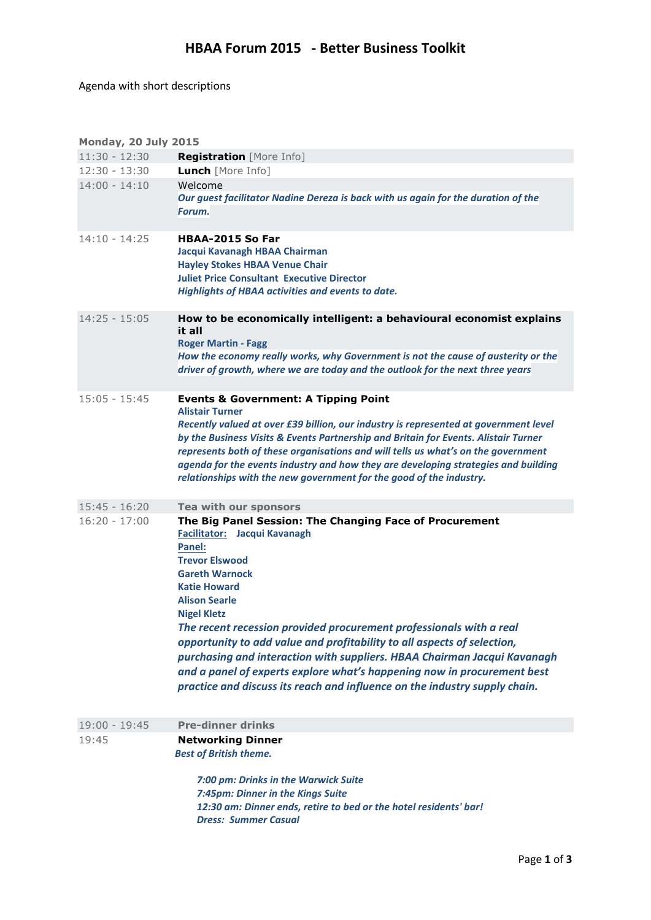# HBAA Forum 2015 - Better Business Toolkit

Agenda with short descriptions

**Monday, 20 July 2015**

| | |
|---|---|
| 11:30 - 12:30 | **Registration** [More Info] |
| 12:30 - 13:30 | **Lunch** [More Info] |
| 14:00 - 14:10 | Welcome<br>***Our guest facilitator Nadine Dereza is back with us again for the duration of the Forum.*** |
| 14:10 - 14:25 | **HBAA-2015 So Far**<br>**Jacqui Kavanagh HBAA Chairman**<br>**Hayley Stokes HBAA Venue Chair**<br>**Juliet Price Consultant Executive Director**<br>***Highlights of HBAA activities and events to date.*** |
| 14:25 - 15:05 | **How to be economically intelligent: a behavioural economist explains it all**<br>**Roger Martin - Fagg**<br>***How the economy really works, why Government is not the cause of austerity or the driver of growth, where we are today and the outlook for the next three years*** |
| 15:05 - 15:45 | **Events & Government: A Tipping Point**<br>**Alistair Turner**<br>***Recently valued at over £39 billion, our industry is represented at government level by the Business Visits & Events Partnership and Britain for Events. Alistair Turner represents both of these organisations and will tells us what's on the government agenda for the events industry and how they are developing strategies and building relationships with the new government for the good of the industry.*** |
| 15:45 - 16:20 | **Tea with our sponsors** |
| 16:20 - 17:00 | **The Big Panel Session: The Changing Face of Procurement**<br>**Facilitator: Jacqui Kavanagh**<br>**Panel:**<br>**Trevor Elswood**<br>**Gareth Warnock**<br>**Katie Howard**<br>**Alison Searle**<br>**Nigel Kletz**<br>***The recent recession provided procurement professionals with a real opportunity to add value and profitability to all aspects of selection, purchasing and interaction with suppliers. HBAA Chairman Jacqui Kavanagh and a panel of experts explore what's happening now in procurement best practice and discuss its reach and influence on the industry supply chain.*** |
| 19:00 - 19:45 | **Pre-dinner drinks** |
| 19:45 | **Networking Dinner**<br>***Best of British theme.***<br><br>***7:00 pm: Drinks in the Warwick Suite***<br>***7:45pm: Dinner in the Kings Suite***<br>***12:30 am: Dinner ends, retire to bed or the hotel residents' bar!***<br>***Dress: Summer Casual*** |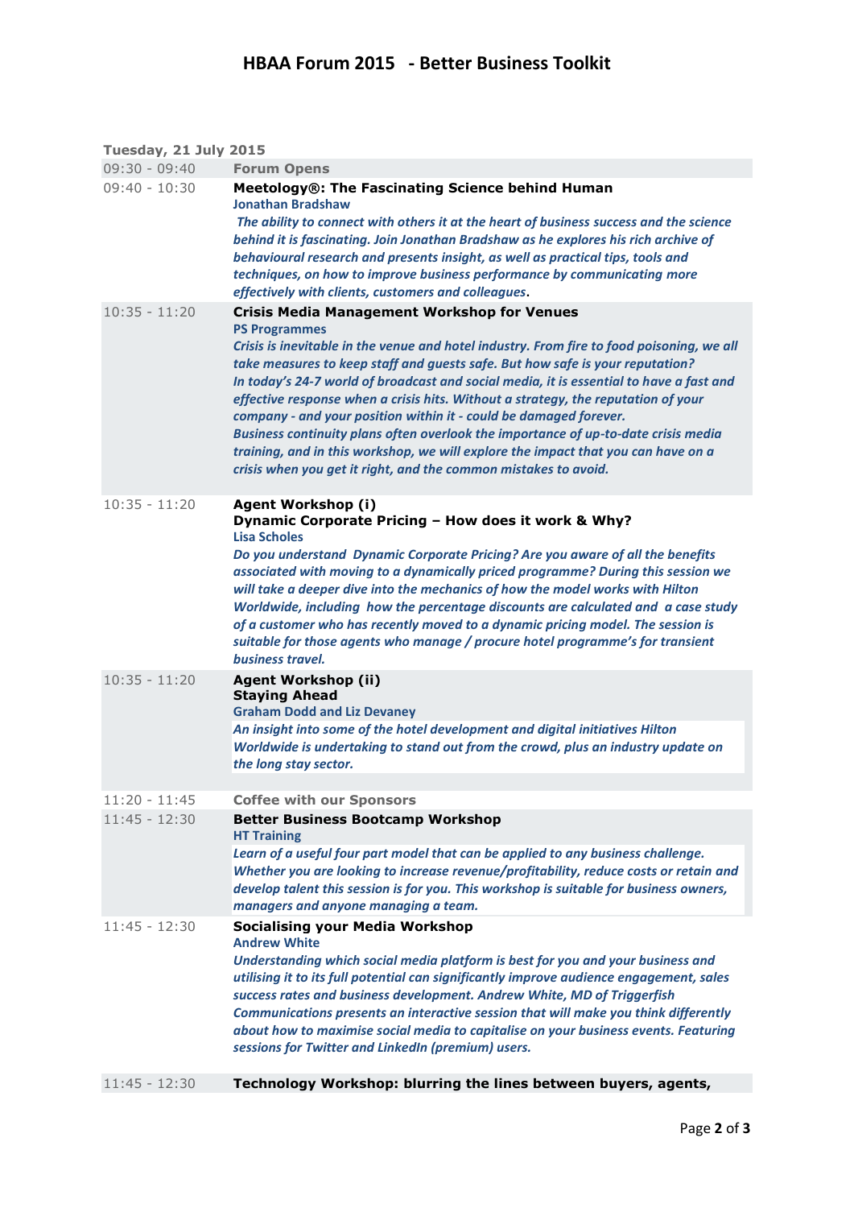# HBAA Forum 2015 - Better Business Toolkit

**Tuesday, 21 July 2015**

| Time | Session |
| --- | --- |
| 09:30 - 09:40 | **Forum Opens** |
| 09:40 - 10:30 | **Meetology®: The Fascinating Science behind Human**<br>**Jonathan Bradshaw**<br>***The ability to connect with others it at the heart of business success and the science behind it is fascinating. Join Jonathan Bradshaw as he explores his rich archive of behavioural research and presents insight, as well as practical tips, tools and techniques, on how to improve business performance by communicating more effectively with clients, customers and colleagues.*** |
| 10:35 - 11:20 | **Crisis Media Management Workshop for Venues**<br>**PS Programmes**<br>***Crisis is inevitable in the venue and hotel industry. From fire to food poisoning, we all take measures to keep staff and guests safe. But how safe is your reputation?***<br>***In today's 24-7 world of broadcast and social media, it is essential to have a fast and effective response when a crisis hits. Without a strategy, the reputation of your company - and your position within it - could be damaged forever.***<br>***Business continuity plans often overlook the importance of up-to-date crisis media training, and in this workshop, we will explore the impact that you can have on a crisis when you get it right, and the common mistakes to avoid.*** |
| 10:35 - 11:20 | **Agent Workshop (i)**<br>**Dynamic Corporate Pricing – How does it work & Why?**<br>**Lisa Scholes**<br>***Do you understand Dynamic Corporate Pricing? Are you aware of all the benefits associated with moving to a dynamically priced programme? During this session we will take a deeper dive into the mechanics of how the model works with Hilton Worldwide, including how the percentage discounts are calculated and a case study of a customer who has recently moved to a dynamic pricing model. The session is suitable for those agents who manage / procure hotel programme's for transient business travel.*** |
| 10:35 - 11:20 | **Agent Workshop (ii)**<br>**Staying Ahead**<br>**Graham Dodd and Liz Devaney**<br>***An insight into some of the hotel development and digital initiatives Hilton Worldwide is undertaking to stand out from the crowd, plus an industry update on the long stay sector.*** |
| 11:20 - 11:45 | **Coffee with our Sponsors** |
| 11:45 - 12:30 | **Better Business Bootcamp Workshop**<br>**HT Training**<br>***Learn of a useful four part model that can be applied to any business challenge. Whether you are looking to increase revenue/profitability, reduce costs or retain and develop talent this session is for you. This workshop is suitable for business owners, managers and anyone managing a team.*** |
| 11:45 - 12:30 | **Socialising your Media Workshop**<br>**Andrew White**<br>***Understanding which social media platform is best for you and your business and utilising it to its full potential can significantly improve audience engagement, sales success rates and business development. Andrew White, MD of Triggerfish Communications presents an interactive session that will make you think differently about how to maximise social media to capitalise on your business events. Featuring sessions for Twitter and LinkedIn (premium) users.*** |
| 11:45 - 12:30 | **Technology Workshop: blurring the lines between buyers, agents,** |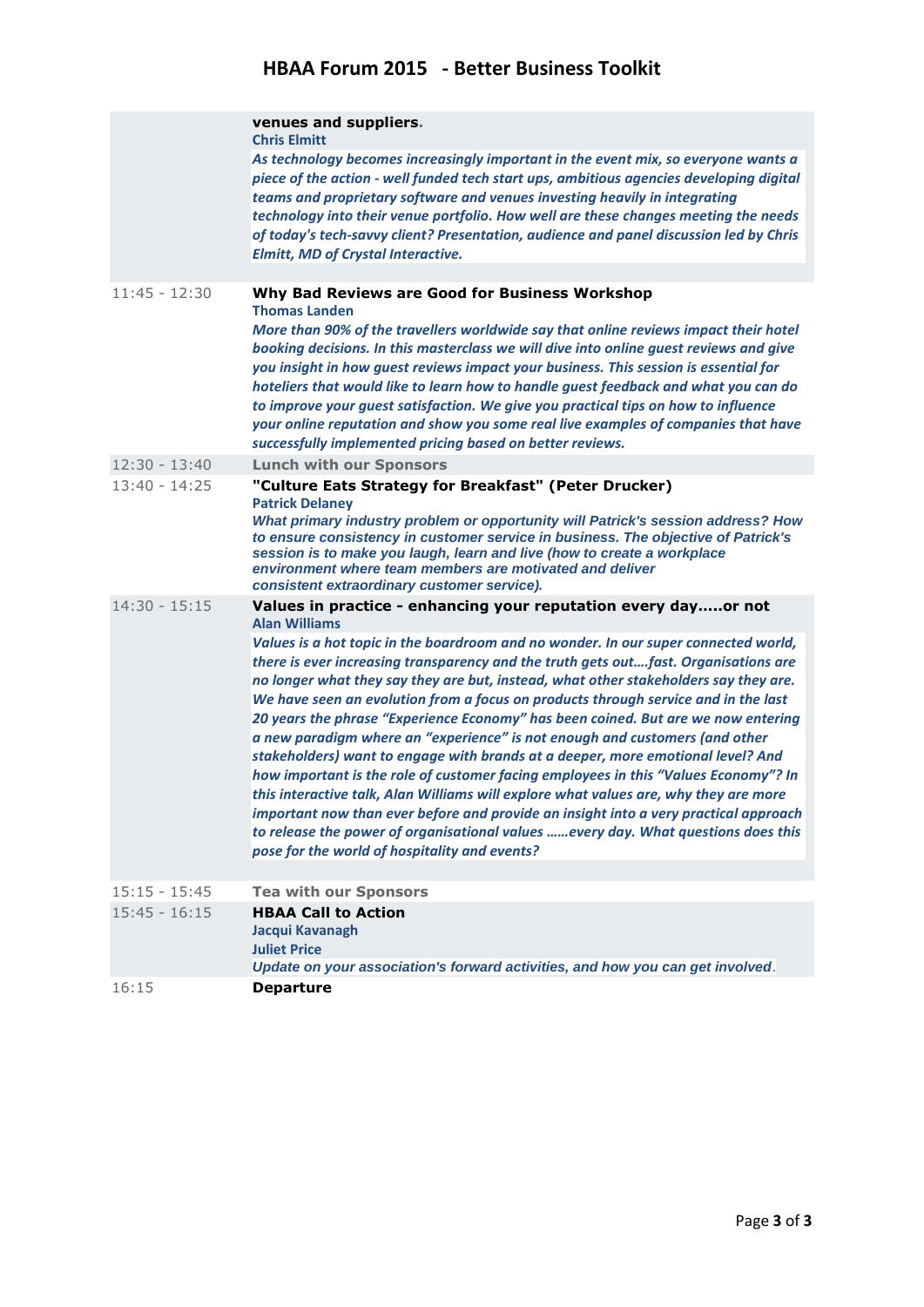# HBAA Forum 2015 - Better Business Toolkit

| | |
|---|---|
| | **venues and suppliers.**<br>**Chris Elmitt**<br>*As technology becomes increasingly important in the event mix, so everyone wants a piece of the action - well funded tech start ups, ambitious agencies developing digital teams and proprietary software and venues investing heavily in integrating technology into their venue portfolio. How well are these changes meeting the needs of today's tech-savvy client? Presentation, audience and panel discussion led by Chris Elmitt, MD of Crystal Interactive.* |
| 11:45 - 12:30 | **Why Bad Reviews are Good for Business Workshop**<br>**Thomas Landen**<br>*More than 90% of the travellers worldwide say that online reviews impact their hotel booking decisions. In this masterclass we will dive into online guest reviews and give you insight in how guest reviews impact your business. This session is essential for hoteliers that would like to learn how to handle guest feedback and what you can do to improve your guest satisfaction. We give you practical tips on how to influence your online reputation and show you some real live examples of companies that have successfully implemented pricing based on better reviews.* |
| 12:30 - 13:40 | **Lunch with our Sponsors** |
| 13:40 - 14:25 | **"Culture Eats Strategy for Breakfast" (Peter Drucker)**<br>**Patrick Delaney**<br>*What primary industry problem or opportunity will Patrick's session address? How to ensure consistency in customer service in business. The objective of Patrick's session is to make you laugh, learn and live (how to create a workplace environment where team members are motivated and deliver consistent extraordinary customer service).* |
| 14:30 - 15:15 | **Values in practice - enhancing your reputation every day.....or not**<br>**Alan Williams**<br>*Values is a hot topic in the boardroom and no wonder. In our super connected world, there is ever increasing transparency and the truth gets out….fast. Organisations are no longer what they say they are but, instead, what other stakeholders say they are. We have seen an evolution from a focus on products through service and in the last 20 years the phrase "Experience Economy" has been coined. But are we now entering a new paradigm where an "experience" is not enough and customers (and other stakeholders) want to engage with brands at a deeper, more emotional level? And how important is the role of customer facing employees in this "Values Economy"? In this interactive talk, Alan Williams will explore what values are, why they are more important now than ever before and provide an insight into a very practical approach to release the power of organisational values ……every day. What questions does this pose for the world of hospitality and events?* |
| 15:15 - 15:45 | **Tea with our Sponsors** |
| 15:45 - 16:15 | **HBAA Call to Action**<br>**Jacqui Kavanagh**<br>**Juliet Price**<br>*Update on your association's forward activities, and how you can get involved.* |
| 16:15 | **Departure** |